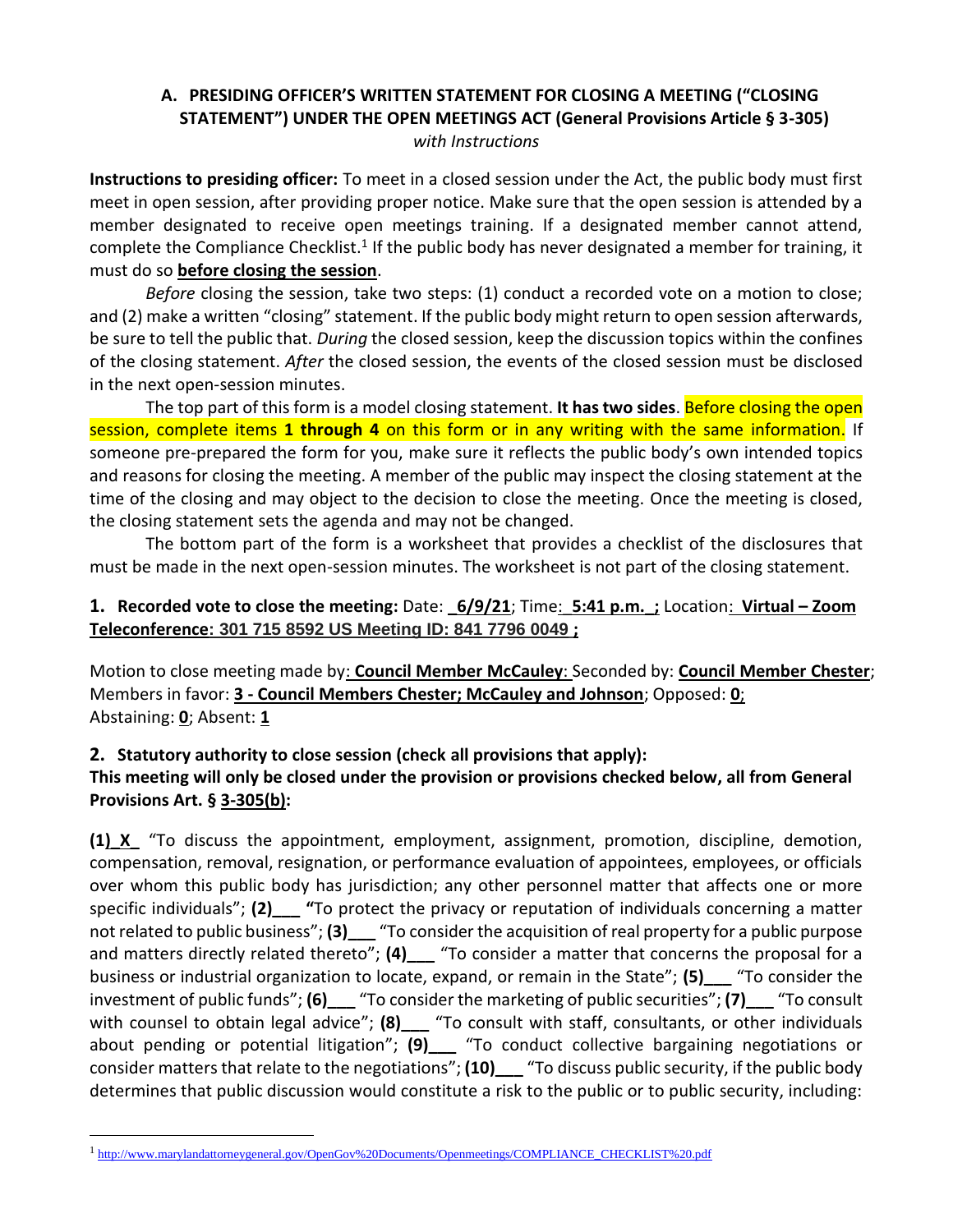## A. PRESIDING OFFICER'S WRITTEN STATEMENT FOR CLOSING A MEETING ("CLOSING STATEMENT") UNDER THE OPEN MEETINGS ACT (General Provisions Article § 3-305)

*with Instructions*

**Instructions to presiding officer:** To meet in a closed session under the Act, the public body must first meet in open session, after providing proper notice. Make sure that the open session is attended by a member designated to receive open meetings training. If a designated member cannot attend, complete the Compliance Checklist.[1] If the public body has never designated a member for training, it must do so **before closing the session**.

*Before* closing the session, take two steps: (1) conduct a recorded vote on a motion to close; and (2) make a written "closing" statement. If the public body might return to open session afterwards, be sure to tell the public that. *During* the closed session, keep the discussion topics within the confines of the closing statement. *After* the closed session, the events of the closed session must be disclosed in the next open-session minutes.

The top part of this form is a model closing statement. **It has two sides**. Before closing the open session, complete items **1 through 4** on this form or in any writing with the same information. If someone pre-prepared the form for you, make sure it reflects the public body's own intended topics and reasons for closing the meeting. A member of the public may inspect the closing statement at the time of the closing and may object to the decision to close the meeting. Once the meeting is closed, the closing statement sets the agenda and may not be changed.

The bottom part of the form is a worksheet that provides a checklist of the disclosures that must be made in the next open-session minutes. The worksheet is not part of the closing statement.

**1. Recorded vote to close the meeting:** Date: **6/9/21**; Time: **5:41 p.m.**; Location: **Virtual – Zoom Teleconference: 301 715 8592 US Meeting ID: 841 7796 0049 ;**

Motion to close meeting made by: **Council Member McCauley**: Seconded by: **Council Member Chester**; Members in favor: **3 - Council Members Chester; McCauley and Johnson**; Opposed: **0**; Abstaining: **0**; Absent: **1**

**2. Statutory authority to close session (check all provisions that apply):**
**This meeting will only be closed under the provision or provisions checked below, all from General Provisions Art. § 3-305(b):**

**(1)\_X\_** "To discuss the appointment, employment, assignment, promotion, discipline, demotion, compensation, removal, resignation, or performance evaluation of appointees, employees, or officials over whom this public body has jurisdiction; any other personnel matter that affects one or more specific individuals"; **(2)\_\_\_** "To protect the privacy or reputation of individuals concerning a matter not related to public business"; **(3)\_\_\_** "To consider the acquisition of real property for a public purpose and matters directly related thereto"; **(4)\_\_\_** "To consider a matter that concerns the proposal for a business or industrial organization to locate, expand, or remain in the State"; **(5)\_\_\_** "To consider the investment of public funds"; **(6)\_\_\_** "To consider the marketing of public securities"; **(7)\_\_\_** "To consult with counsel to obtain legal advice"; **(8)\_\_\_** "To consult with staff, consultants, or other individuals about pending or potential litigation"; **(9)\_\_\_** "To conduct collective bargaining negotiations or consider matters that relate to the negotiations"; **(10)\_\_\_** "To discuss public security, if the public body determines that public discussion would constitute a risk to the public or to public security, including:

[1] http://www.marylandattorneygeneral.gov/OpenGov%20Documents/Openmeetings/COMPLIANCE_CHECKLIST%20.pdf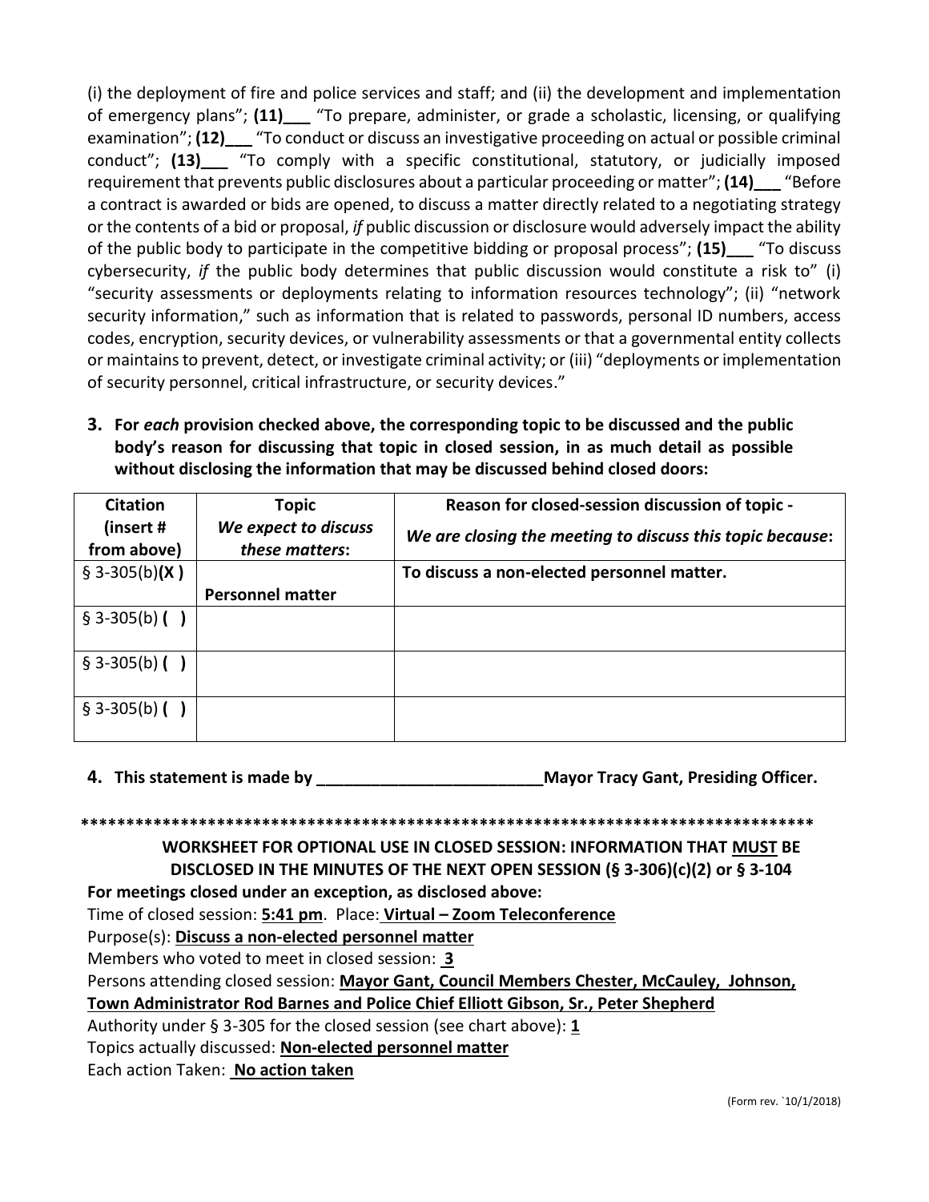(i) the deployment of fire and police services and staff; and (ii) the development and implementation of emergency plans"; **(11)___** "To prepare, administer, or grade a scholastic, licensing, or qualifying examination"; **(12)___** "To conduct or discuss an investigative proceeding on actual or possible criminal conduct"; **(13)___** "To comply with a specific constitutional, statutory, or judicially imposed requirement that prevents public disclosures about a particular proceeding or matter"; **(14)___** "Before a contract is awarded or bids are opened, to discuss a matter directly related to a negotiating strategy or the contents of a bid or proposal, *if* public discussion or disclosure would adversely impact the ability of the public body to participate in the competitive bidding or proposal process"; **(15)___** "To discuss cybersecurity, *if* the public body determines that public discussion would constitute a risk to" (i) "security assessments or deployments relating to information resources technology"; (ii) "network security information," such as information that is related to passwords, personal ID numbers, access codes, encryption, security devices, or vulnerability assessments or that a governmental entity collects or maintains to prevent, detect, or investigate criminal activity; or (iii) "deployments or implementation of security personnel, critical infrastructure, or security devices."

**3. For *each* provision checked above, the corresponding topic to be discussed and the public body's reason for discussing that topic in closed session, in as much detail as possible without disclosing the information that may be discussed behind closed doors:**

| **Citation (insert # from above)** | **Topic** *We expect to discuss these matters*: | **Reason for closed-session discussion of topic -** *We are closing the meeting to discuss this topic because*: |
|---|---|---|
| § 3-305(b)**(X )** | **Personnel matter** | **To discuss a non-elected personnel matter.** |
| § 3-305(b) **( )** | | |
| § 3-305(b) **( )** | | |
| § 3-305(b) **( )** | | |

**4. This statement is made by \_\_\_\_\_\_\_\_\_\_\_\_\_\_\_\_\_\_\_\_\_\_\_\_\_Mayor Tracy Gant, Presiding Officer.**

************************************************************************************

**WORKSHEET FOR OPTIONAL USE IN CLOSED SESSION: INFORMATION THAT MUST BE DISCLOSED IN THE MINUTES OF THE NEXT OPEN SESSION (§ 3-306)(c)(2) or § 3-104**

**For meetings closed under an exception, as disclosed above:**

Time of closed session: **5:41 pm**. Place: **Virtual – Zoom Teleconference**

Purpose(s): **Discuss a non-elected personnel matter**

Members who voted to meet in closed session: **3**

Persons attending closed session: **Mayor Gant, Council Members Chester, McCauley, Johnson, Town Administrator Rod Barnes and Police Chief Elliott Gibson, Sr., Peter Shepherd**

Authority under § 3-305 for the closed session (see chart above): **1**

Topics actually discussed: **Non-elected personnel matter**

Each action Taken: **No action taken**

(Form rev. `10/1/2018)